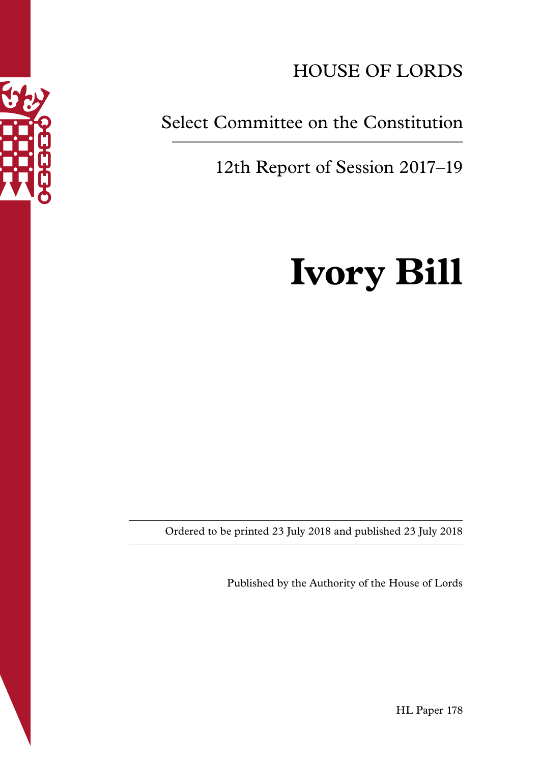HOUSE OF LORDS

Select Committee on the Constitution

12th Report of Session 2017–19

# Ivory Bill

Ordered to be printed 23 July 2018 and published 23 July 2018

Published by the Authority of the House of Lords

HL Paper 178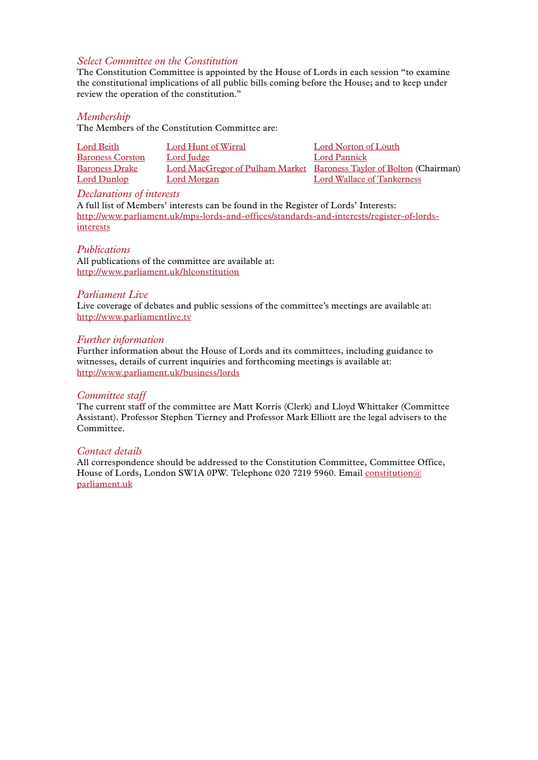## *Select Committee on the Constitution*

The Constitution Committee is appointed by the House of Lords in each session "to examine the constitutional implications of all public bills coming before the House; and to keep under review the operation of the constitution."

## *Membership*

The Members of the Constitution Committee are:

| | | |
|---|---|---|
| Lord Beith | Lord Hunt of Wirral | Lord Norton of Louth |
| Baroness Corston | Lord Judge | Lord Pannick |
| Baroness Drake | Lord MacGregor of Pulham Market | Baroness Taylor of Bolton (Chairman) |
| Lord Dunlop | Lord Morgan | Lord Wallace of Tankerness |

## *Declarations of interests*

A full list of Members' interests can be found in the Register of Lords' Interests:
http://www.parliament.uk/mps-lords-and-offices/standards-and-interests/register-of-lords-interests

## *Publications*

All publications of the committee are available at:
http://www.parliament.uk/hlconstitution

## *Parliament Live*

Live coverage of debates and public sessions of the committee's meetings are available at:
http://www.parliamentlive.tv

## *Further information*

Further information about the House of Lords and its committees, including guidance to witnesses, details of current inquiries and forthcoming meetings is available at:
http://www.parliament.uk/business/lords

## *Committee staff*

The current staff of the committee are Matt Korris (Clerk) and Lloyd Whittaker (Committee Assistant). Professor Stephen Tierney and Professor Mark Elliott are the legal advisers to the Committee.

## *Contact details*

All correspondence should be addressed to the Constitution Committee, Committee Office, House of Lords, London SW1A 0PW. Telephone 020 7219 5960. Email constitution@parliament.uk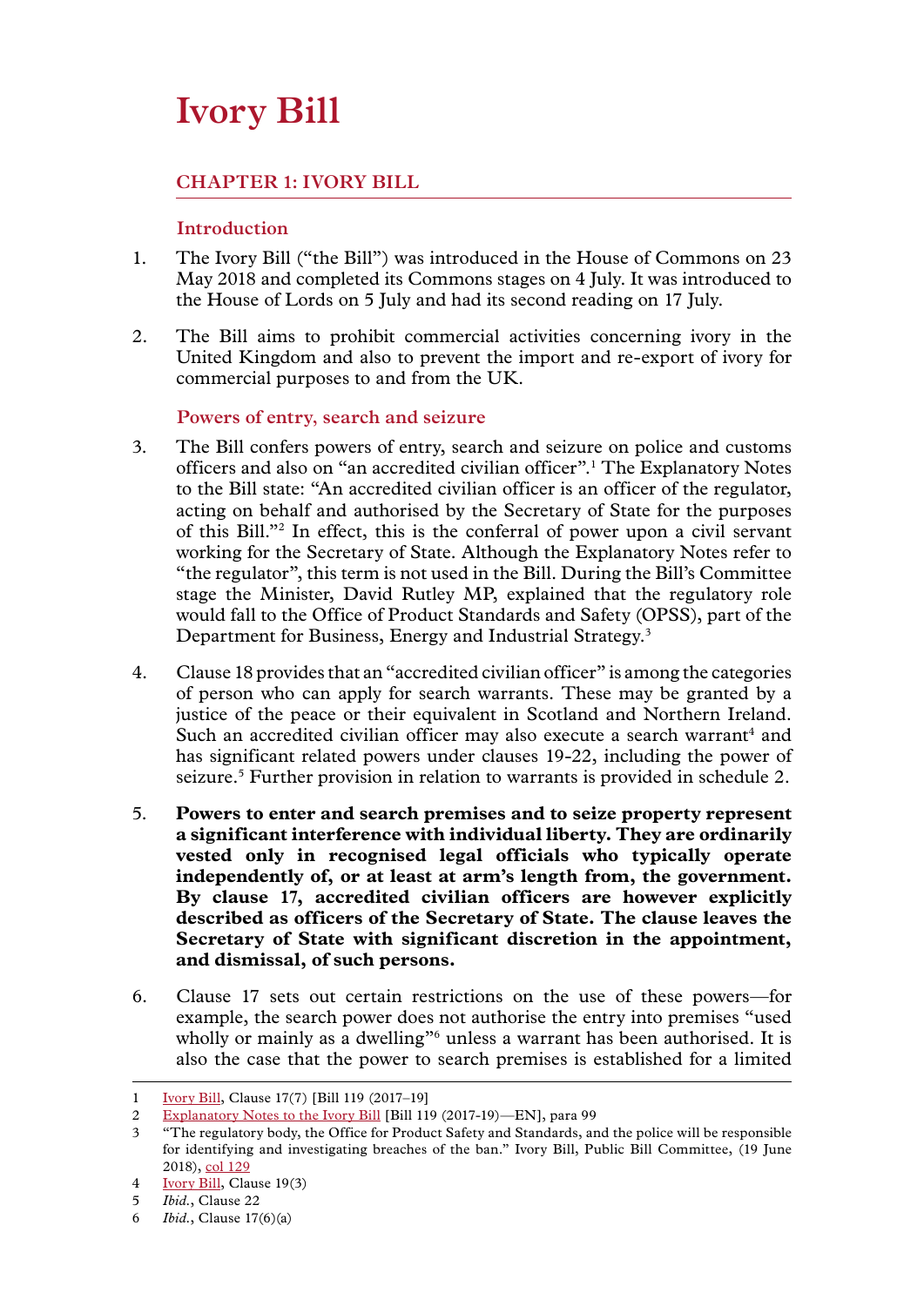# Ivory Bill

## CHAPTER 1: IVORY BILL

### Introduction

1. The Ivory Bill ("the Bill") was introduced in the House of Commons on 23 May 2018 and completed its Commons stages on 4 July. It was introduced to the House of Lords on 5 July and had its second reading on 17 July.

2. The Bill aims to prohibit commercial activities concerning ivory in the United Kingdom and also to prevent the import and re-export of ivory for commercial purposes to and from the UK.

### Powers of entry, search and seizure

3. The Bill confers powers of entry, search and seizure on police and customs officers and also on "an accredited civilian officer".[1] The Explanatory Notes to the Bill state: "An accredited civilian officer is an officer of the regulator, acting on behalf and authorised by the Secretary of State for the purposes of this Bill."[2] In effect, this is the conferral of power upon a civil servant working for the Secretary of State. Although the Explanatory Notes refer to "the regulator", this term is not used in the Bill. During the Bill's Committee stage the Minister, David Rutley MP, explained that the regulatory role would fall to the Office of Product Standards and Safety (OPSS), part of the Department for Business, Energy and Industrial Strategy.[3]

4. Clause 18 provides that an "accredited civilian officer" is among the categories of person who can apply for search warrants. These may be granted by a justice of the peace or their equivalent in Scotland and Northern Ireland. Such an accredited civilian officer may also execute a search warrant[4] and has significant related powers under clauses 19-22, including the power of seizure.[5] Further provision in relation to warrants is provided in schedule 2.

5. **Powers to enter and search premises and to seize property represent a significant interference with individual liberty. They are ordinarily vested only in recognised legal officials who typically operate independently of, or at least at arm's length from, the government. By clause 17, accredited civilian officers are however explicitly described as officers of the Secretary of State. The clause leaves the Secretary of State with significant discretion in the appointment, and dismissal, of such persons.**

6. Clause 17 sets out certain restrictions on the use of these powers—for example, the search power does not authorise the entry into premises "used wholly or mainly as a dwelling"[6] unless a warrant has been authorised. It is also the case that the power to search premises is established for a limited

---

1 Ivory Bill, Clause 17(7) [Bill 119 (2017–19)]

2 Explanatory Notes to the Ivory Bill [Bill 119 (2017-19)—EN], para 99

3 "The regulatory body, the Office for Product Safety and Standards, and the police will be responsible for identifying and investigating breaches of the ban." Ivory Bill, Public Bill Committee, (19 June 2018), col 129

4 Ivory Bill, Clause 19(3)

5 *Ibid.*, Clause 22

6 *Ibid.*, Clause 17(6)(a)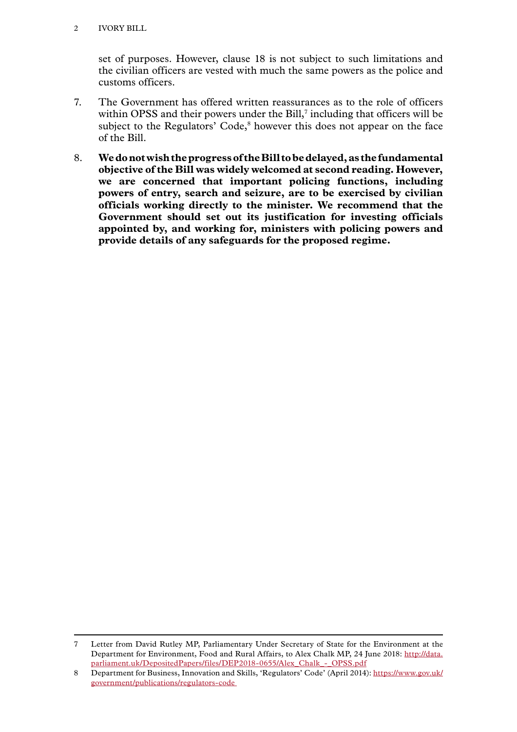set of purposes. However, clause 18 is not subject to such limitations and the civilian officers are vested with much the same powers as the police and customs officers.

7. The Government has offered written reassurances as to the role of officers within OPSS and their powers under the Bill,[7] including that officers will be subject to the Regulators' Code,[8] however this does not appear on the face of the Bill.

8. **We do not wish the progress of the Bill to be delayed, as the fundamental objective of the Bill was widely welcomed at second reading. However, we are concerned that important policing functions, including powers of entry, search and seizure, are to be exercised by civilian officials working directly to the minister. We recommend that the Government should set out its justification for investing officials appointed by, and working for, ministers with policing powers and provide details of any safeguards for the proposed regime.**

---

7 Letter from David Rutley MP, Parliamentary Under Secretary of State for the Environment at the Department for Environment, Food and Rural Affairs, to Alex Chalk MP, 24 June 2018: http://data.parliament.uk/DepositedPapers/files/DEP2018-0655/Alex_Chalk_-_OPSS.pdf

8 Department for Business, Innovation and Skills, 'Regulators' Code' (April 2014): https://www.gov.uk/government/publications/regulators-code